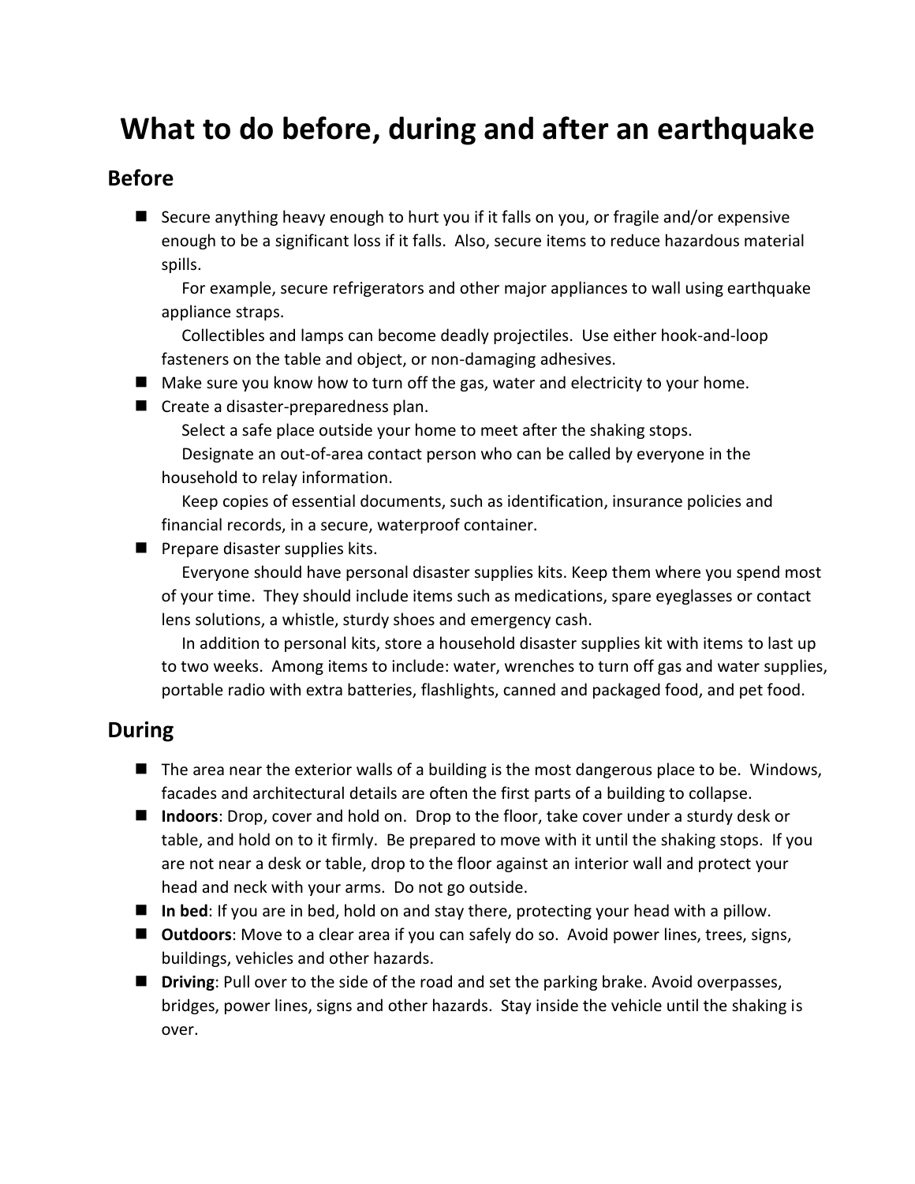# What to do before, during and after an earthquake

## Before

- Secure anything heavy enough to hurt you if it falls on you, or fragile and/or expensive enough to be a significant loss if it falls. Also, secure items to reduce hazardous material spills.
   - For example, secure refrigerators and other major appliances to wall using earthquake appliance straps.
   - Collectibles and lamps can become deadly projectiles. Use either hook-and-loop fasteners on the table and object, or non-damaging adhesives.
- Make sure you know how to turn off the gas, water and electricity to your home.
- Create a disaster-preparedness plan.
   - Select a safe place outside your home to meet after the shaking stops.
   - Designate an out-of-area contact person who can be called by everyone in the household to relay information.
   - Keep copies of essential documents, such as identification, insurance policies and financial records, in a secure, waterproof container.
- Prepare disaster supplies kits.
   - Everyone should have personal disaster supplies kits. Keep them where you spend most of your time. They should include items such as medications, spare eyeglasses or contact lens solutions, a whistle, sturdy shoes and emergency cash.
   - In addition to personal kits, store a household disaster supplies kit with items to last up to two weeks. Among items to include: water, wrenches to turn off gas and water supplies, portable radio with extra batteries, flashlights, canned and packaged food, and pet food.

## During

- The area near the exterior walls of a building is the most dangerous place to be. Windows, facades and architectural details are often the first parts of a building to collapse.
- **Indoors**: Drop, cover and hold on. Drop to the floor, take cover under a sturdy desk or table, and hold on to it firmly. Be prepared to move with it until the shaking stops. If you are not near a desk or table, drop to the floor against an interior wall and protect your head and neck with your arms. Do not go outside.
- **In bed**: If you are in bed, hold on and stay there, protecting your head with a pillow.
- **Outdoors**: Move to a clear area if you can safely do so. Avoid power lines, trees, signs, buildings, vehicles and other hazards.
- **Driving**: Pull over to the side of the road and set the parking brake. Avoid overpasses, bridges, power lines, signs and other hazards. Stay inside the vehicle until the shaking is over.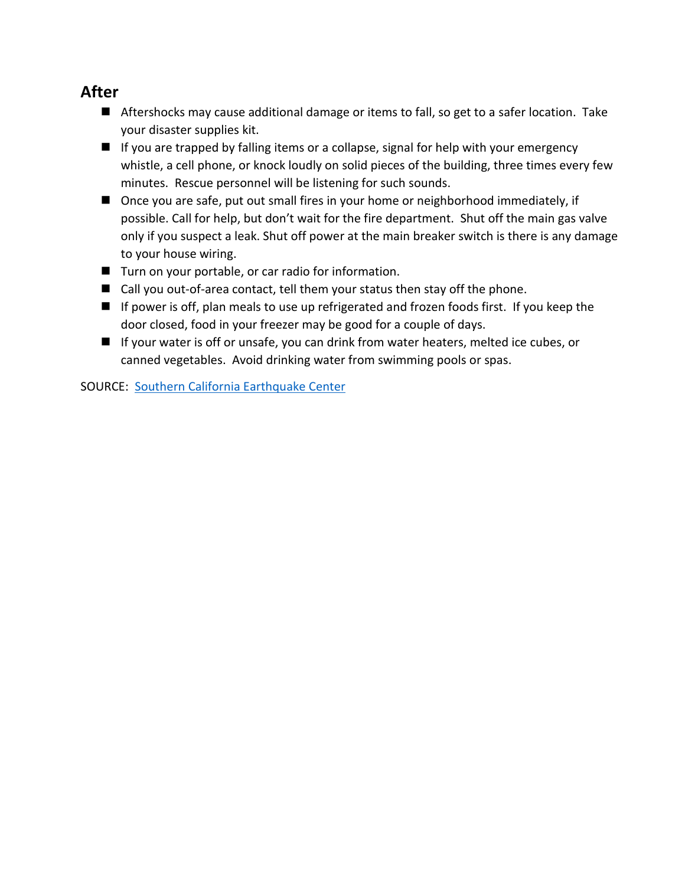## After

- Aftershocks may cause additional damage or items to fall, so get to a safer location. Take your disaster supplies kit.
- If you are trapped by falling items or a collapse, signal for help with your emergency whistle, a cell phone, or knock loudly on solid pieces of the building, three times every few minutes. Rescue personnel will be listening for such sounds.
- Once you are safe, put out small fires in your home or neighborhood immediately, if possible. Call for help, but don't wait for the fire department. Shut off the main gas valve only if you suspect a leak. Shut off power at the main breaker switch is there is any damage to your house wiring.
- Turn on your portable, or car radio for information.
- Call you out-of-area contact, tell them your status then stay off the phone.
- If power is off, plan meals to use up refrigerated and frozen foods first. If you keep the door closed, food in your freezer may be good for a couple of days.
- If your water is off or unsafe, you can drink from water heaters, melted ice cubes, or canned vegetables. Avoid drinking water from swimming pools or spas.

SOURCE: Southern California Earthquake Center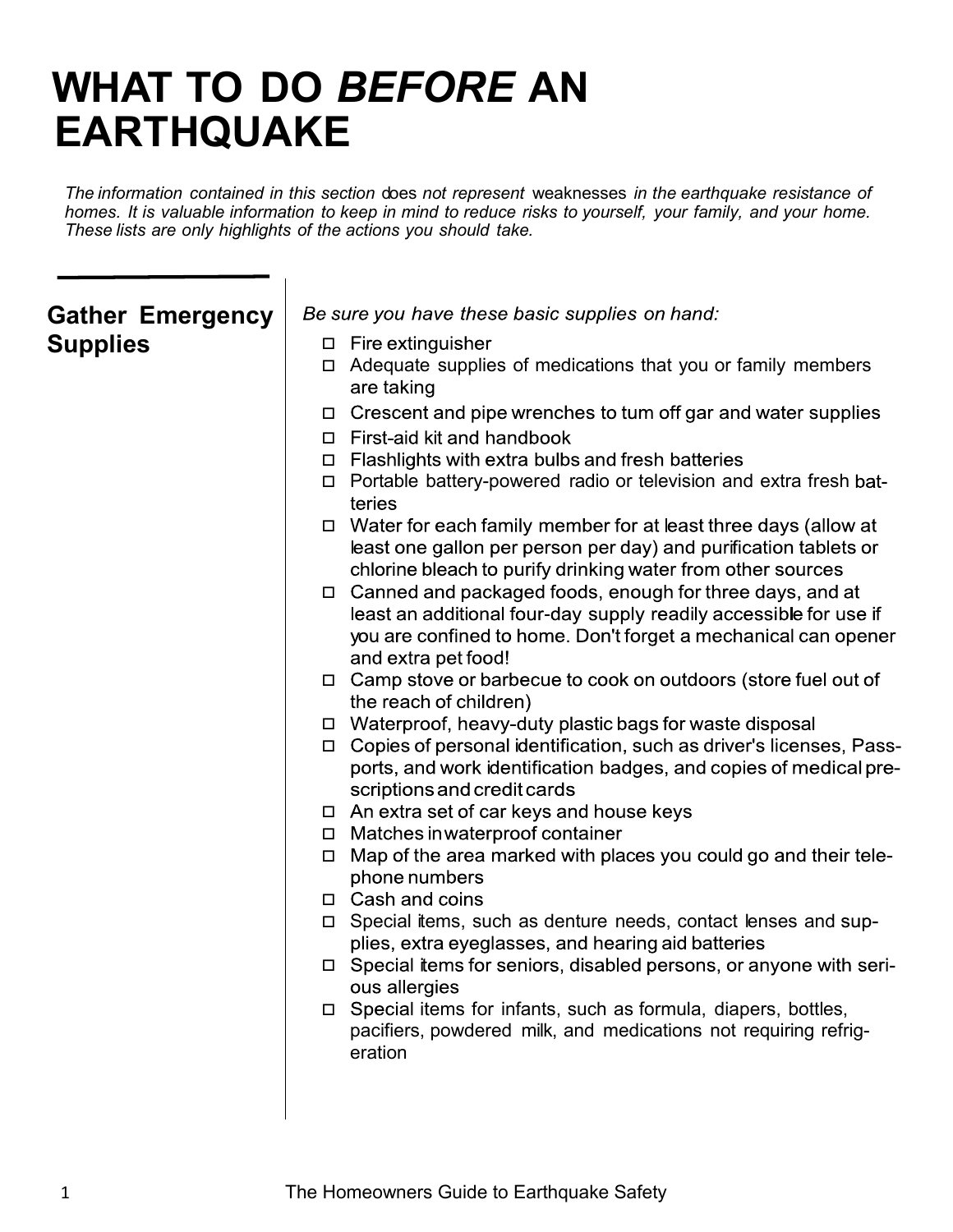# WHAT TO DO *BEFORE* AN EARTHQUAKE

*The information contained in this section* does *not represent* weaknesses *in the earthquake resistance of homes. It is valuable information to keep in mind to reduce risks to yourself, your family, and your home. These lists are only highlights of the actions you should take.*

## Gather Emergency Supplies

*Be sure you have these basic supplies on hand:*

- ☐ Fire extinguisher
- ☐ Adequate supplies of medications that you or family members are taking
- ☐ Crescent and pipe wrenches to tum off gar and water supplies
- ☐ First-aid kit and handbook
- ☐ Flashlights with extra bulbs and fresh batteries
- ☐ Portable battery-powered radio or television and extra fresh batteries
- ☐ Water for each family member for at least three days (allow at least one gallon per person per day) and purification tablets or chlorine bleach to purify drinking water from other sources
- ☐ Canned and packaged foods, enough for three days, and at least an additional four-day supply readily accessible for use if you are confined to home. Don't forget a mechanical can opener and extra pet food!
- ☐ Camp stove or barbecue to cook on outdoors (store fuel out of the reach of children)
- ☐ Waterproof, heavy-duty plastic bags for waste disposal
- ☐ Copies of personal identification, such as driver's licenses, Passports, and work identification badges, and copies of medical prescriptions and credit cards
- ☐ An extra set of car keys and house keys
- ☐ Matches in waterproof container
- ☐ Map of the area marked with places you could go and their telephone numbers
- ☐ Cash and coins
- ☐ Special items, such as denture needs, contact lenses and supplies, extra eyeglasses, and hearing aid batteries
- ☐ Special items for seniors, disabled persons, or anyone with serious allergies
- ☐ Special items for infants, such as formula, diapers, bottles, pacifiers, powdered milk, and medications not requiring refrigeration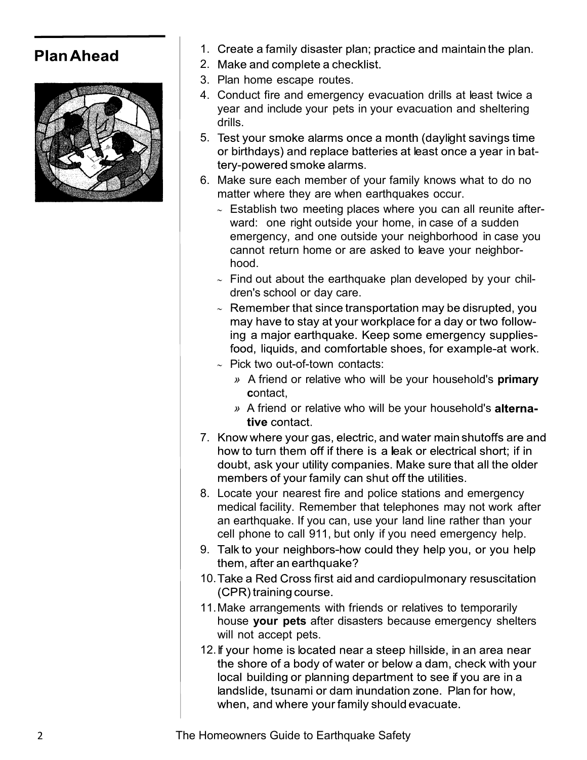## Plan Ahead

1. Create a family disaster plan; practice and maintain the plan.
2. Make and complete a checklist.
3. Plan home escape routes.
4. Conduct fire and emergency evacuation drills at least twice a year and include your pets in your evacuation and sheltering drills.
5. Test your smoke alarms once a month (daylight savings time or birthdays) and replace batteries at least once a year in battery-powered smoke alarms.
6. Make sure each member of your family knows what to do no matter where they are when earthquakes occur.
   - Establish two meeting places where you can all reunite afterward: one right outside your home, in case of a sudden emergency, and one outside your neighborhood in case you cannot return home or are asked to leave your neighborhood.
   - Find out about the earthquake plan developed by your children's school or day care.
   - Remember that since transportation may be disrupted, you may have to stay at your workplace for a day or two following a major earthquake. Keep some emergency supplies-food, liquids, and comfortable shoes, for example-at work.
   - Pick two out-of-town contacts:
     - A friend or relative who will be your household's **primary c**ontact,
     - A friend or relative who will be your household's **alternative** contact.
7. Know where your gas, electric, and water main shutoffs are and how to turn them off if there is a leak or electrical short; if in doubt, ask your utility companies. Make sure that all the older members of your family can shut off the utilities.
8. Locate your nearest fire and police stations and emergency medical facility. Remember that telephones may not work after an earthquake. If you can, use your land line rather than your cell phone to call 911, but only if you need emergency help.
9. Talk to your neighbors-how could they help you, or you help them, after an earthquake?
10. Take a Red Cross first aid and cardiopulmonary resuscitation (CPR) training course.
11. Make arrangements with friends or relatives to temporarily house **your pets** after disasters because emergency shelters will not accept pets.
12. If your home is located near a steep hillside, in an area near the shore of a body of water or below a dam, check with your local building or planning department to see if you are in a landslide, tsunami or dam inundation zone. Plan for how, when, and where your family should evacuate.